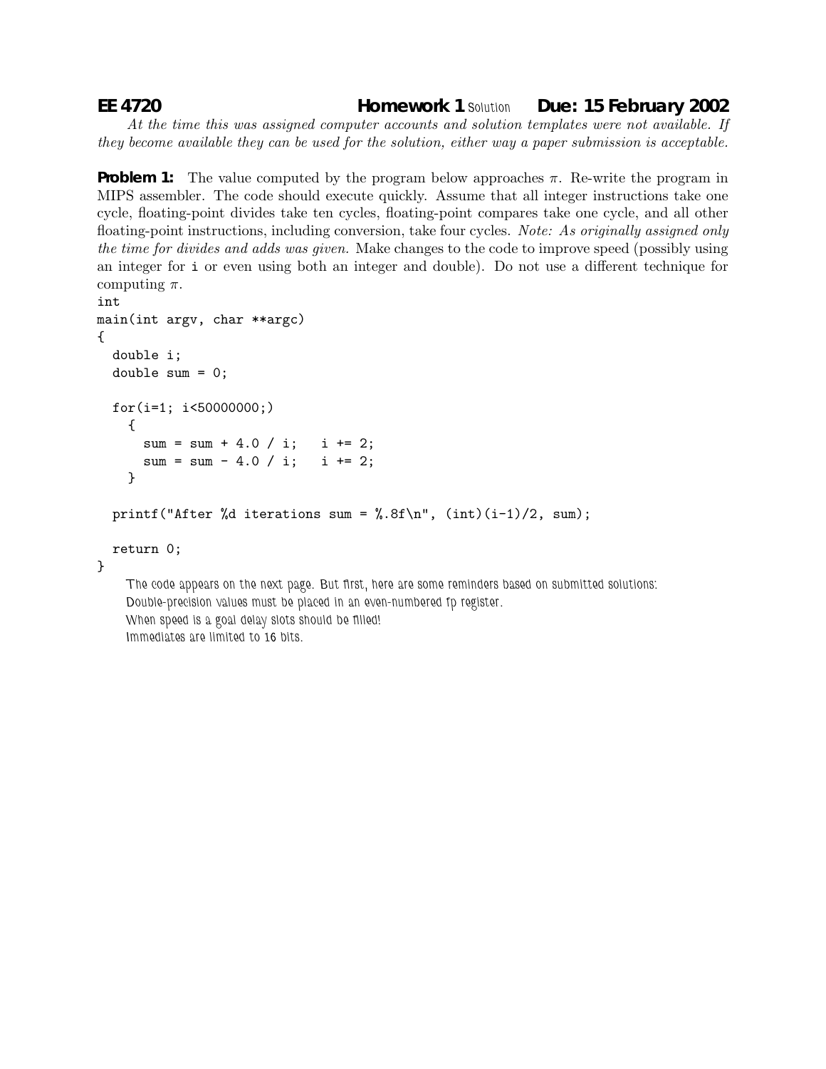**EE 4720** **Homework 1** Solution **Due: 15 February 2002**

*At the time this was assigned computer accounts and solution templates were not available. If they become available they can be used for the solution, either way a paper submission is acceptable.*

**Problem 1:** The value computed by the program below approaches $\pi$. Re-write the program in MIPS assembler. The code should execute quickly. Assume that all integer instructions take one cycle, floating-point divides take ten cycles, floating-point compares take one cycle, and all other floating-point instructions, including conversion, take four cycles. *Note: As originally assigned only the time for divides and adds was given.* Make changes to the code to improve speed (possibly using an integer for `i` or even using both an integer and double). Do not use a different technique for computing $\pi$.

```
int
main(int argv, char **argc)
{
  double i;
  double sum = 0;

  for(i=1; i<50000000;)
    {
      sum = sum + 4.0 / i;   i += 2;
      sum = sum - 4.0 / i;   i += 2;
    }

  printf("After %d iterations sum = %.8f\n", (int)(i-1)/2, sum);

  return 0;
}
```

The code appears on the next page. But first, here are some reminders based on submitted solutions:
Double-precision values must be placed in an even-numbered fp register.
When speed is a goal delay slots should be filled!
Immediates are limited to 16 bits.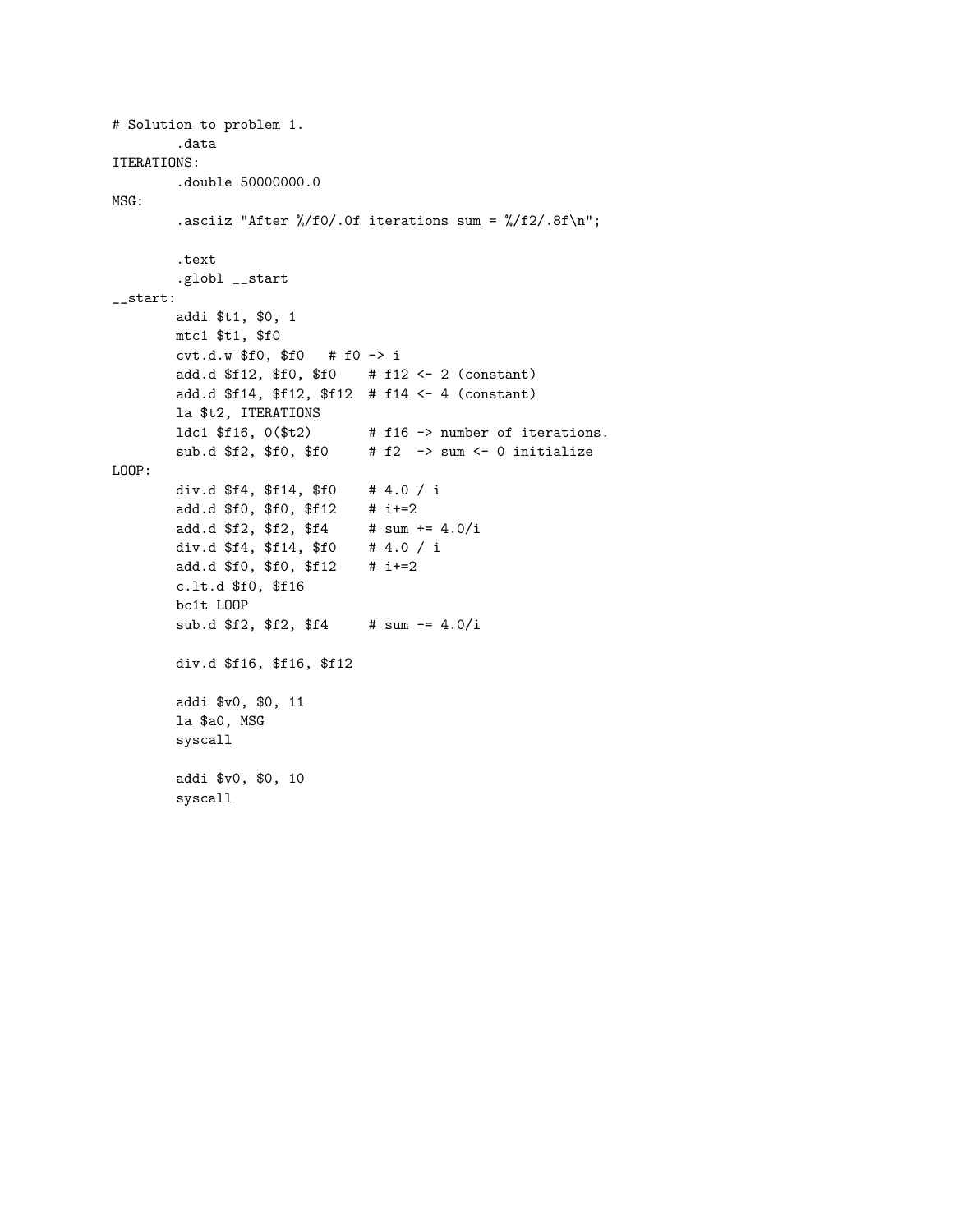```
# Solution to problem 1.
        .data
ITERATIONS:
        .double 50000000.0
MSG:
        .asciiz "After %/f0/.0f iterations sum = %/f2/.8f\n";

        .text
        .globl __start
__start:
        addi $t1, $0, 1
        mtc1 $t1, $f0
        cvt.d.w $f0, $f0   # f0 -> i
        add.d $f12, $f0, $f0    # f12 <- 2 (constant)
        add.d $f14, $f12, $f12  # f14 <- 4 (constant)
        la $t2, ITERATIONS
        ldc1 $f16, 0($t2)       # f16 -> number of iterations.
        sub.d $f2, $f0, $f0     # f2  -> sum <- 0 initialize
LOOP:
        div.d $f4, $f14, $f0    # 4.0 / i
        add.d $f0, $f0, $f12    # i+=2
        add.d $f2, $f2, $f4     # sum += 4.0/i
        div.d $f4, $f14, $f0    # 4.0 / i
        add.d $f0, $f0, $f12    # i+=2
        c.lt.d $f0, $f16
        bc1t LOOP
        sub.d $f2, $f2, $f4     # sum -= 4.0/i

        div.d $f16, $f16, $f12

        addi $v0, $0, 11
        la $a0, MSG
        syscall

        addi $v0, $0, 10
        syscall
```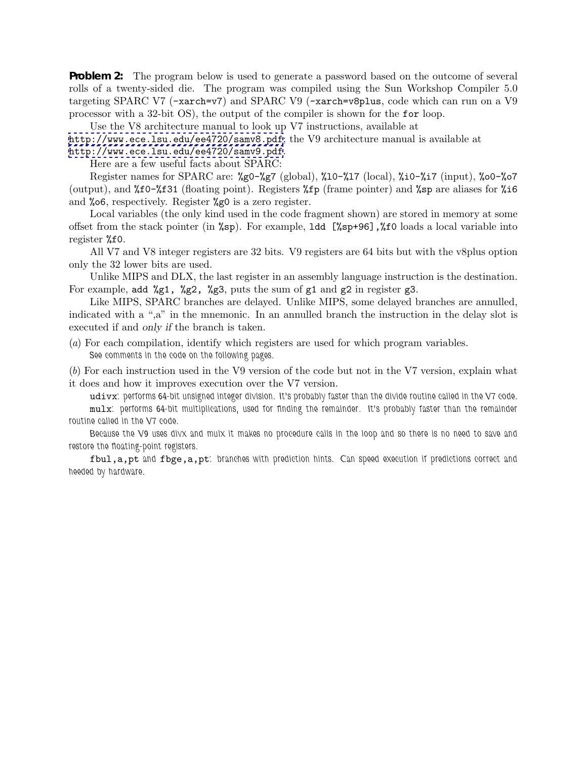**Problem 2:** The program below is used to generate a password based on the outcome of several rolls of a twenty-sided die. The program was compiled using the Sun Workshop Compiler 5.0 targeting SPARC V7 (`-xarch=v7`) and SPARC V9 (`-xarch=v8plus`, code which can run on a V9 processor with a 32-bit OS), the output of the compiler is shown for the `for` loop.

Use the V8 architecture manual to look up V7 instructions, available at http://www.ece.lsu.edu/ee4720/samv8.pdf; the V9 architecture manual is available at http://www.ece.lsu.edu/ee4720/samv9.pdf.

Here are a few useful facts about SPARC:

Register names for SPARC are: `%g0`-`%g7` (global), `%l0`-`%l7` (local), `%i0`-`%i7` (input), `%o0`-`%o7` (output), and `%f0`-`%f31` (floating point). Registers `%fp` (frame pointer) and `%sp` are aliases for `%i6` and `%o6`, respectively. Register `%g0` is a zero register.

Local variables (the only kind used in the code fragment shown) are stored in memory at some offset from the stack pointer (in `%sp`). For example, `ldd [%sp+96],%f0` loads a local variable into register `%f0`.

All V7 and V8 integer registers are 32 bits. V9 registers are 64 bits but with the v8plus option only the 32 lower bits are used.

Unlike MIPS and DLX, the last register in an assembly language instruction is the destination. For example, `add %g1, %g2, %g3`, puts the sum of `g1` and `g2` in register `g3`.

Like MIPS, SPARC branches are delayed. Unlike MIPS, some delayed branches are annulled, indicated with a ",a" in the mnemonic. In an annulled branch the instruction in the delay slot is executed if and *only if* the branch is taken.

(*a*) For each compilation, identify which registers are used for which program variables.

See comments in the code on the following pages.

(*b*) For each instruction used in the V9 version of the code but not in the V7 version, explain what it does and how it improves execution over the V7 version.

`udivx`: performs 64-bit unsigned integer division. It's probably faster than the divide routine called in the V7 code.

`mulx`: performs 64-bit multiplications, used for finding the remainder. It's probably faster than the remainder routine called in the V7 code.

Because the V9 uses divx and mulx it makes no procedure calls in the loop and so there is no need to save and restore the floating-point registers.

`fbul,a,pt` and `fbge,a,pt`: branches with prediction hints. Can speed execution if predictions correct and heeded by hardware.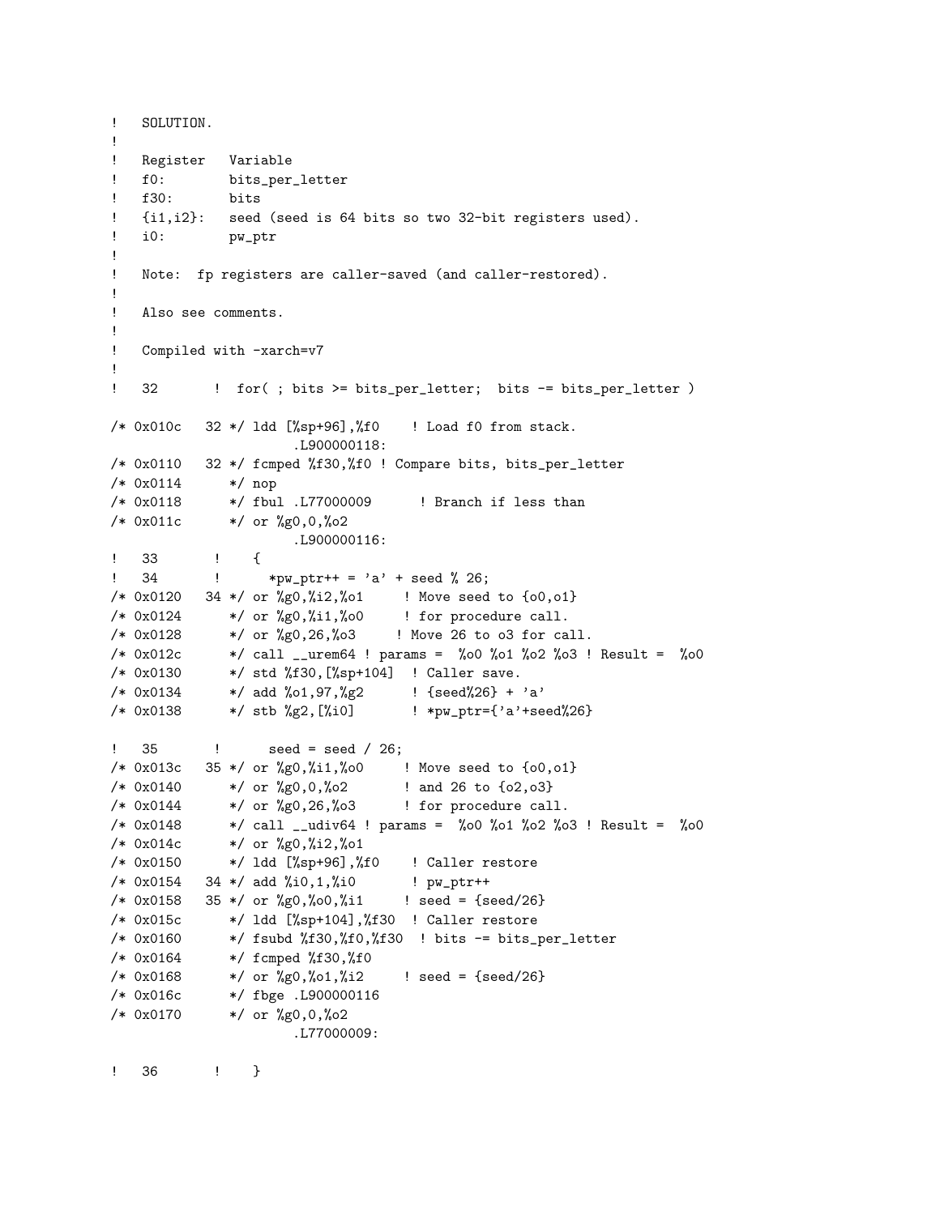```
!   SOLUTION.
!
!   Register   Variable
!   f0:        bits_per_letter
!   f30:       bits
!   {i1,i2}:   seed (seed is 64 bits so two 32-bit registers used).
!   i0:        pw_ptr
!
!   Note:  fp registers are caller-saved (and caller-restored).
!
!   Also see comments.
!
!   Compiled with -xarch=v7
!
!   32       !  for( ; bits >= bits_per_letter;  bits -= bits_per_letter )

/* 0x010c   32 */ ldd [%sp+96],%f0    ! Load f0 from stack.
                  .L900000118:
/* 0x0110   32 */ fcmped %f30,%f0 ! Compare bits, bits_per_letter
/* 0x0114      */ nop
/* 0x0118      */ fbul .L77000009      ! Branch if less than
/* 0x011c      */ or %g0,0,%o2
                  .L900000116:
!   33       !    {
!   34       !      *pw_ptr++ = 'a' + seed % 26;
/* 0x0120   34 */ or %g0,%i2,%o1     ! Move seed to {o0,o1}
/* 0x0124      */ or %g0,%i1,%o0     ! for procedure call.
/* 0x0128      */ or %g0,26,%o3     ! Move 26 to o3 for call.
/* 0x012c      */ call __urem64 ! params =  %o0 %o1 %o2 %o3 ! Result =  %o0
/* 0x0130      */ std %f30,[%sp+104]  ! Caller save.
/* 0x0134      */ add %o1,97,%g2      ! {seed%26} + 'a'
/* 0x0138      */ stb %g2,[%i0]       ! *pw_ptr={'a'+seed%26}

!   35       !      seed = seed / 26;
/* 0x013c   35 */ or %g0,%i1,%o0     ! Move seed to {o0,o1}
/* 0x0140      */ or %g0,0,%o2       ! and 26 to {o2,o3}
/* 0x0144      */ or %g0,26,%o3      ! for procedure call.
/* 0x0148      */ call __udiv64 ! params =  %o0 %o1 %o2 %o3 ! Result =  %o0
/* 0x014c      */ or %g0,%i2,%o1
/* 0x0150      */ ldd [%sp+96],%f0    ! Caller restore
/* 0x0154   34 */ add %i0,1,%i0       ! pw_ptr++
/* 0x0158   35 */ or %g0,%o0,%i1     ! seed = {seed/26}
/* 0x015c      */ ldd [%sp+104],%f30  ! Caller restore
/* 0x0160      */ fsubd %f30,%f0,%f30  ! bits -= bits_per_letter
/* 0x0164      */ fcmped %f30,%f0
/* 0x0168      */ or %g0,%o1,%i2     ! seed = {seed/26}
/* 0x016c      */ fbge .L900000116
/* 0x0170      */ or %g0,0,%o2
                  .L77000009:

!   36       !    }
```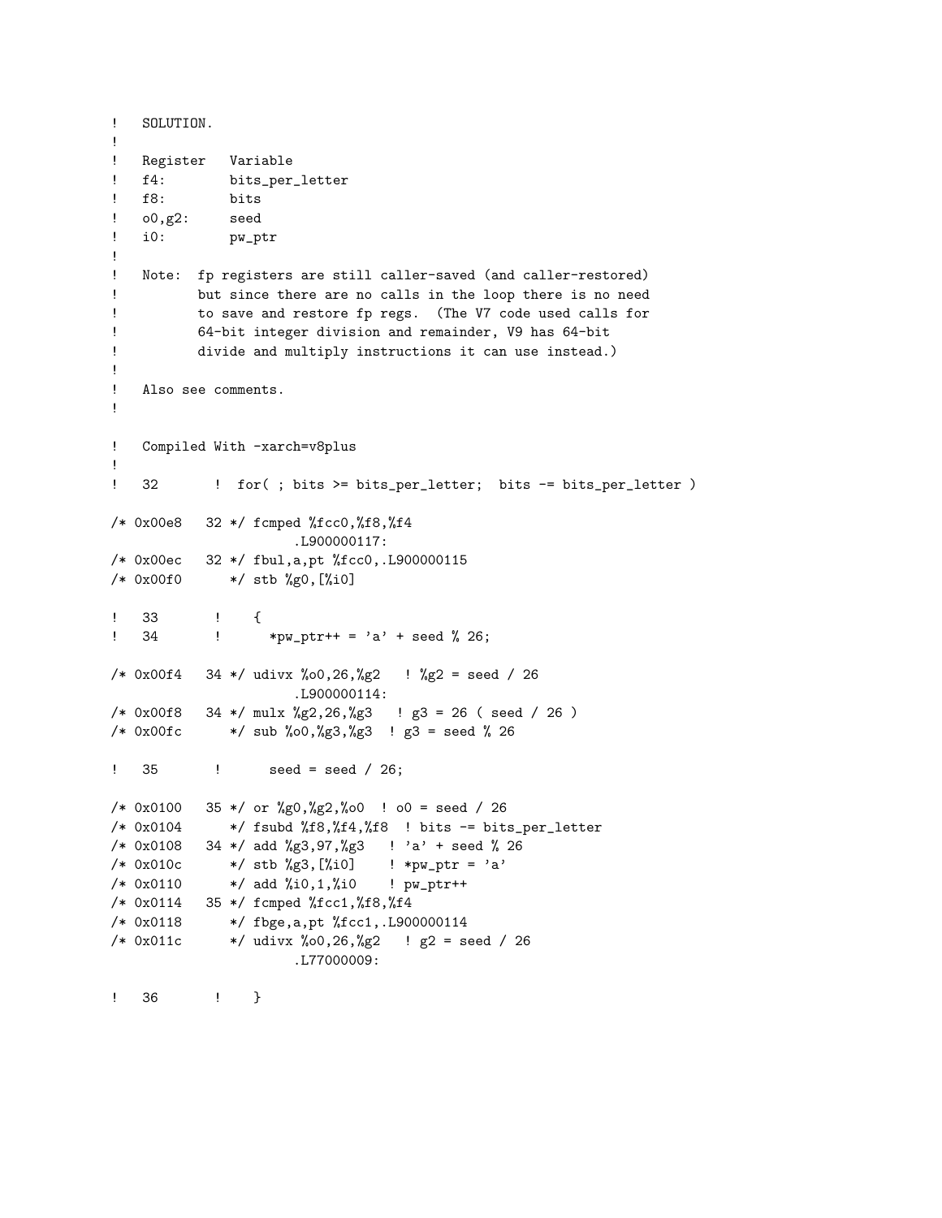```
!   SOLUTION.
!
!   Register   Variable
!   f4:        bits_per_letter
!   f8:        bits
!   o0,g2:     seed
!   i0:        pw_ptr
!
!   Note:  fp registers are still caller-saved (and caller-restored)
!          but since there are no calls in the loop there is no need
!          to save and restore fp regs.  (The V7 code used calls for
!          64-bit integer division and remainder, V9 has 64-bit
!          divide and multiply instructions it can use instead.)
!
!   Also see comments.
!

!   Compiled With -xarch=v8plus
!
!   32       !  for( ; bits >= bits_per_letter;  bits -= bits_per_letter )

/* 0x00e8   32 */ fcmped %fcc0,%f8,%f4
                        .L900000117:
/* 0x00ec   32 */ fbul,a,pt %fcc0,.L900000115
/* 0x00f0      */ stb %g0,[%i0]

!   33       !    {
!   34       !      *pw_ptr++ = 'a' + seed % 26;

/* 0x00f4   34 */ udivx %o0,26,%g2   ! %g2 = seed / 26
                        .L900000114:
/* 0x00f8   34 */ mulx %g2,26,%g3   ! g3 = 26 ( seed / 26 )
/* 0x00fc      */ sub %o0,%g3,%g3  ! g3 = seed % 26

!   35       !      seed = seed / 26;

/* 0x0100   35 */ or %g0,%g2,%o0  ! o0 = seed / 26
/* 0x0104      */ fsubd %f8,%f4,%f8  ! bits -= bits_per_letter
/* 0x0108   34 */ add %g3,97,%g3   ! 'a' + seed % 26
/* 0x010c      */ stb %g3,[%i0]    ! *pw_ptr = 'a'
/* 0x0110      */ add %i0,1,%i0    ! pw_ptr++
/* 0x0114   35 */ fcmped %fcc1,%f8,%f4
/* 0x0118      */ fbge,a,pt %fcc1,.L900000114
/* 0x011c      */ udivx %o0,26,%g2   ! g2 = seed / 26
                        .L77000009:

!   36       !    }
```